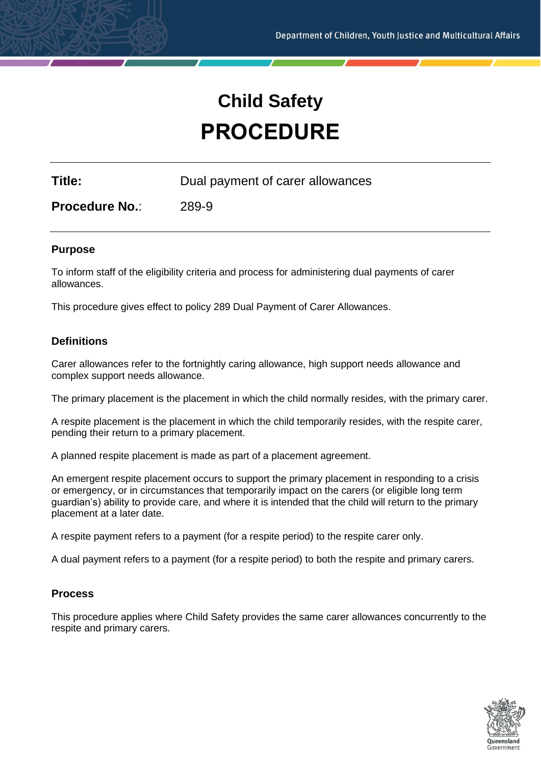# Child Safety
# PROCEDURE

| | |
|---|---|
| **Title:** | Dual payment of carer allowances |
| **Procedure No.**: | 289-9 |

### Purpose

To inform staff of the eligibility criteria and process for administering dual payments of carer allowances.

This procedure gives effect to policy 289 Dual Payment of Carer Allowances.

### Definitions

Carer allowances refer to the fortnightly caring allowance, high support needs allowance and complex support needs allowance.

The primary placement is the placement in which the child normally resides, with the primary carer.

A respite placement is the placement in which the child temporarily resides, with the respite carer, pending their return to a primary placement.

A planned respite placement is made as part of a placement agreement.

An emergent respite placement occurs to support the primary placement in responding to a crisis or emergency, or in circumstances that temporarily impact on the carers (or eligible long term guardian's) ability to provide care, and where it is intended that the child will return to the primary placement at a later date.

A respite payment refers to a payment (for a respite period) to the respite carer only.

A dual payment refers to a payment (for a respite period) to both the respite and primary carers.

### Process

This procedure applies where Child Safety provides the same carer allowances concurrently to the respite and primary carers.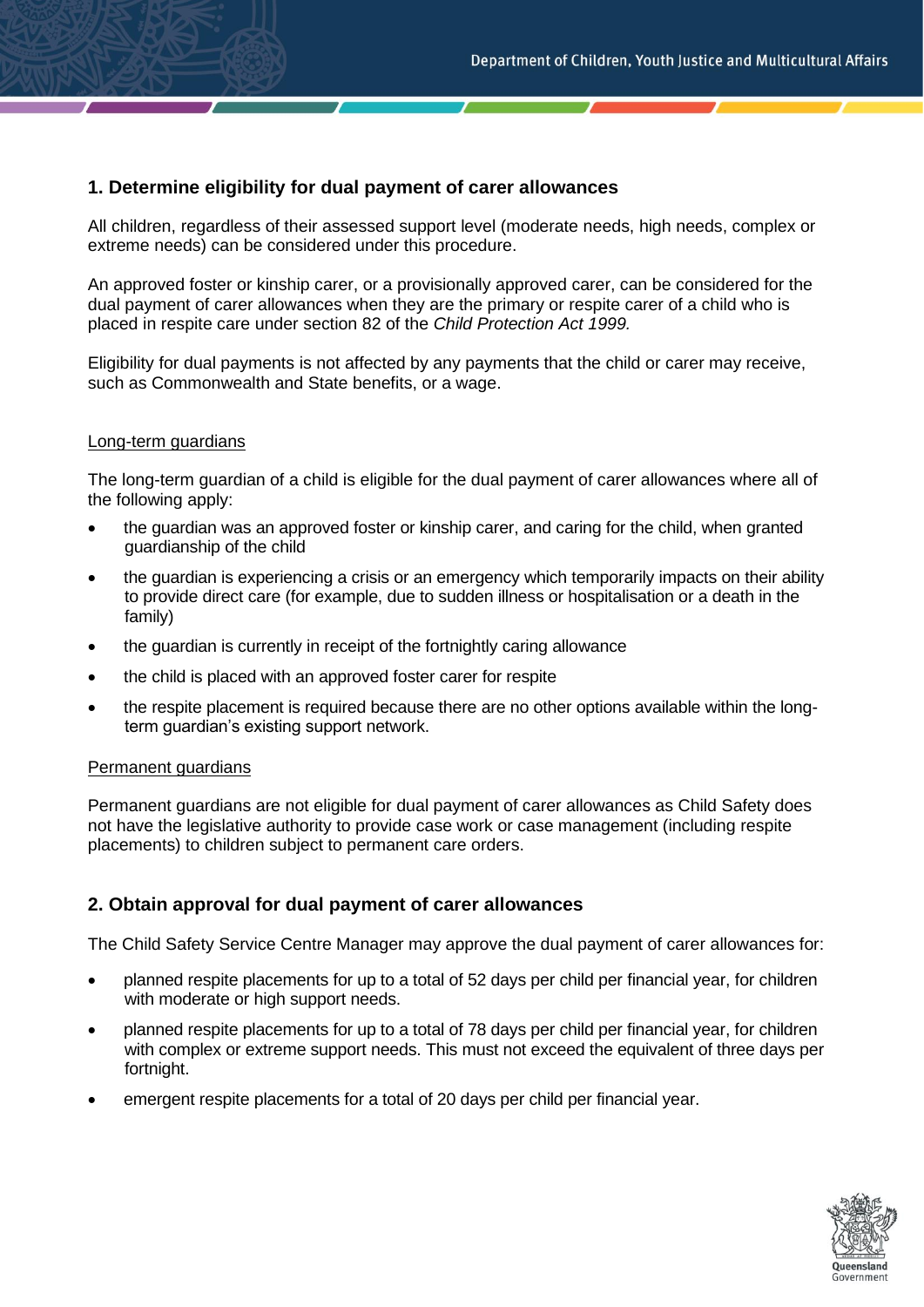## 1. Determine eligibility for dual payment of carer allowances

All children, regardless of their assessed support level (moderate needs, high needs, complex or extreme needs) can be considered under this procedure.

An approved foster or kinship carer, or a provisionally approved carer, can be considered for the dual payment of carer allowances when they are the primary or respite carer of a child who is placed in respite care under section 82 of the *Child Protection Act 1999.*

Eligibility for dual payments is not affected by any payments that the child or carer may receive, such as Commonwealth and State benefits, or a wage.

<u>Long-term guardians</u>

The long-term guardian of a child is eligible for the dual payment of carer allowances where all of the following apply:

- the guardian was an approved foster or kinship carer, and caring for the child, when granted guardianship of the child
- the guardian is experiencing a crisis or an emergency which temporarily impacts on their ability to provide direct care (for example, due to sudden illness or hospitalisation or a death in the family)
- the guardian is currently in receipt of the fortnightly caring allowance
- the child is placed with an approved foster carer for respite
- the respite placement is required because there are no other options available within the long-term guardian's existing support network.

<u>Permanent guardians</u>

Permanent guardians are not eligible for dual payment of carer allowances as Child Safety does not have the legislative authority to provide case work or case management (including respite placements) to children subject to permanent care orders.

## 2. Obtain approval for dual payment of carer allowances

The Child Safety Service Centre Manager may approve the dual payment of carer allowances for:

- planned respite placements for up to a total of 52 days per child per financial year, for children with moderate or high support needs.
- planned respite placements for up to a total of 78 days per child per financial year, for children with complex or extreme support needs. This must not exceed the equivalent of three days per fortnight.
- emergent respite placements for a total of 20 days per child per financial year.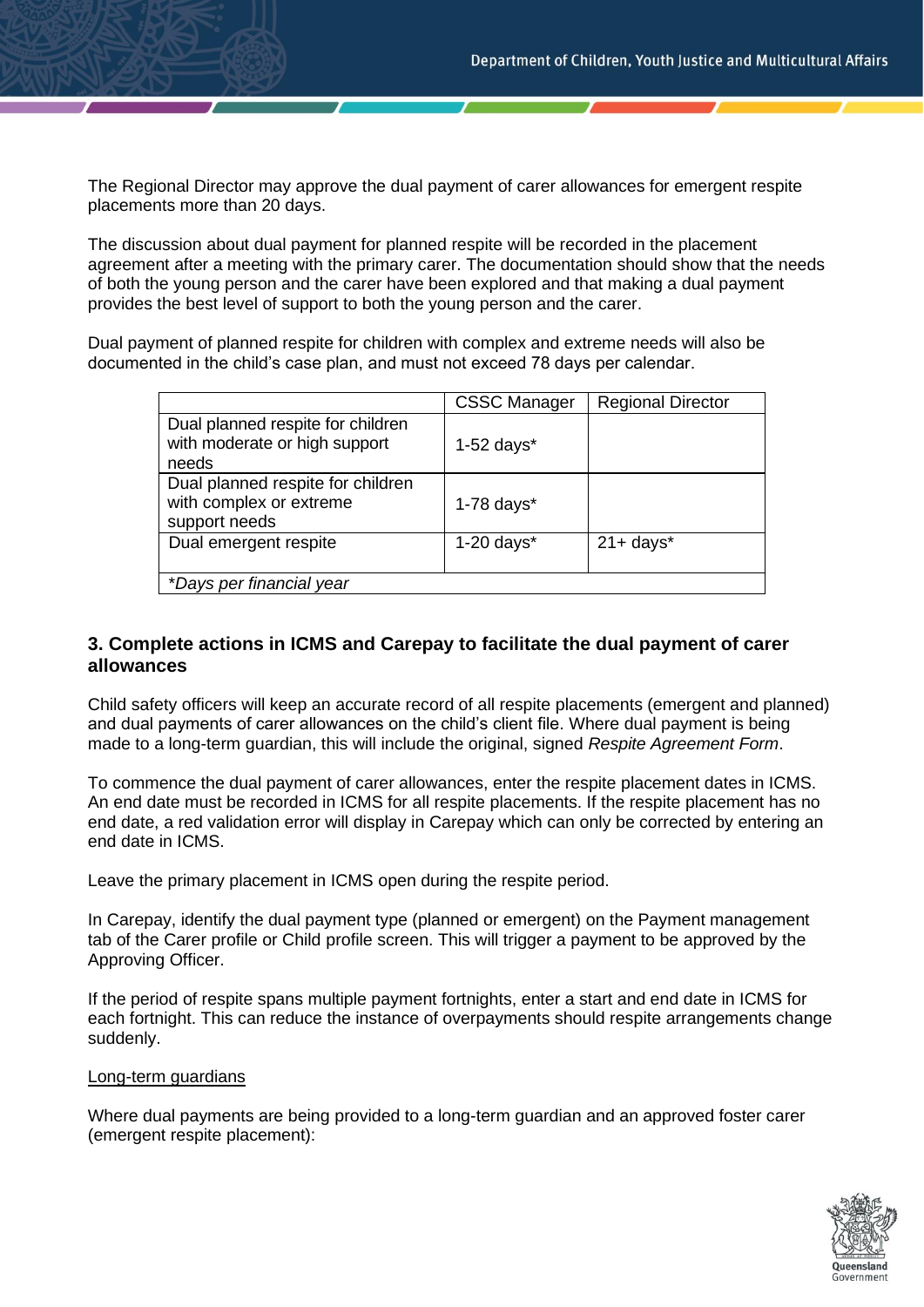The Regional Director may approve the dual payment of carer allowances for emergent respite placements more than 20 days.

The discussion about dual payment for planned respite will be recorded in the placement agreement after a meeting with the primary carer. The documentation should show that the needs of both the young person and the carer have been explored and that making a dual payment provides the best level of support to both the young person and the carer.

Dual payment of planned respite for children with complex and extreme needs will also be documented in the child's case plan, and must not exceed 78 days per calendar.

| | CSSC Manager | Regional Director |
|---|---|---|
| Dual planned respite for children with moderate or high support needs | 1-52 days* | |
| Dual planned respite for children with complex or extreme support needs | 1-78 days* | |
| Dual emergent respite | 1-20 days* | 21+ days* |
| *\*Days per financial year* | | |

## 3. Complete actions in ICMS and Carepay to facilitate the dual payment of carer allowances

Child safety officers will keep an accurate record of all respite placements (emergent and planned) and dual payments of carer allowances on the child's client file. Where dual payment is being made to a long-term guardian, this will include the original, signed *Respite Agreement Form*.

To commence the dual payment of carer allowances, enter the respite placement dates in ICMS. An end date must be recorded in ICMS for all respite placements. If the respite placement has no end date, a red validation error will display in Carepay which can only be corrected by entering an end date in ICMS.

Leave the primary placement in ICMS open during the respite period.

In Carepay, identify the dual payment type (planned or emergent) on the Payment management tab of the Carer profile or Child profile screen. This will trigger a payment to be approved by the Approving Officer.

If the period of respite spans multiple payment fortnights, enter a start and end date in ICMS for each fortnight. This can reduce the instance of overpayments should respite arrangements change suddenly.

<u>Long-term guardians</u>

Where dual payments are being provided to a long-term guardian and an approved foster carer (emergent respite placement):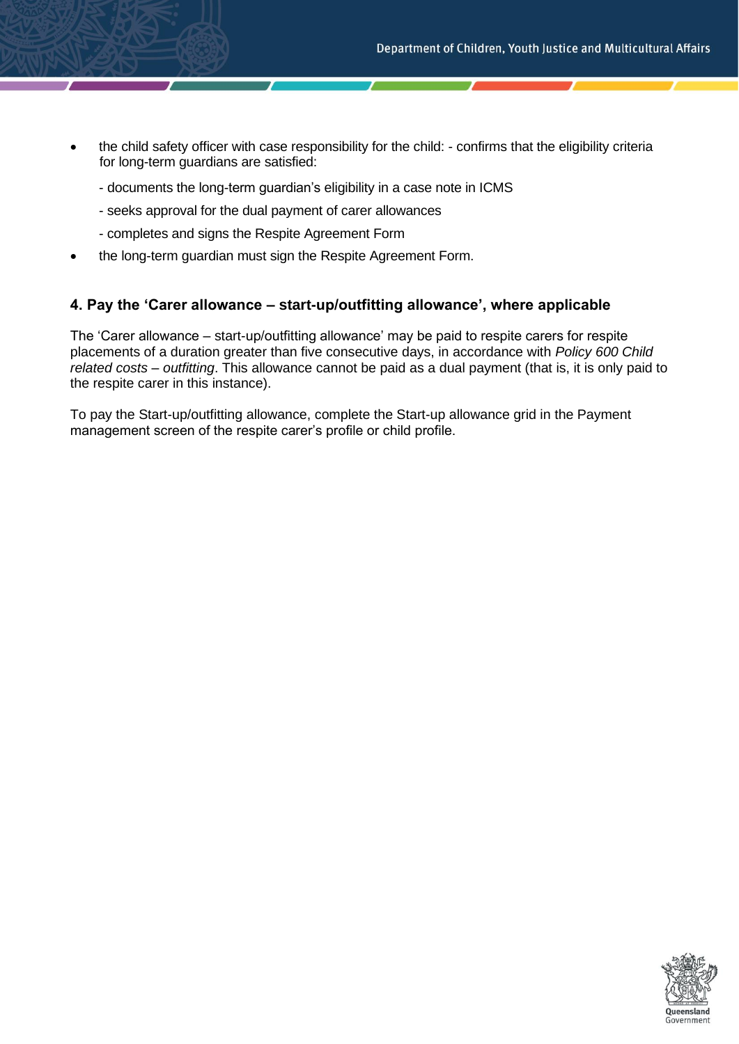- the child safety officer with case responsibility for the child: - confirms that the eligibility criteria for long-term guardians are satisfied:

  - documents the long-term guardian's eligibility in a case note in ICMS

  - seeks approval for the dual payment of carer allowances

  - completes and signs the Respite Agreement Form

- the long-term guardian must sign the Respite Agreement Form.

#### 4. Pay the 'Carer allowance – start-up/outfitting allowance', where applicable

The 'Carer allowance – start-up/outfitting allowance' may be paid to respite carers for respite placements of a duration greater than five consecutive days, in accordance with *Policy 600 Child related costs – outfitting*. This allowance cannot be paid as a dual payment (that is, it is only paid to the respite carer in this instance).

To pay the Start-up/outfitting allowance, complete the Start-up allowance grid in the Payment management screen of the respite carer's profile or child profile.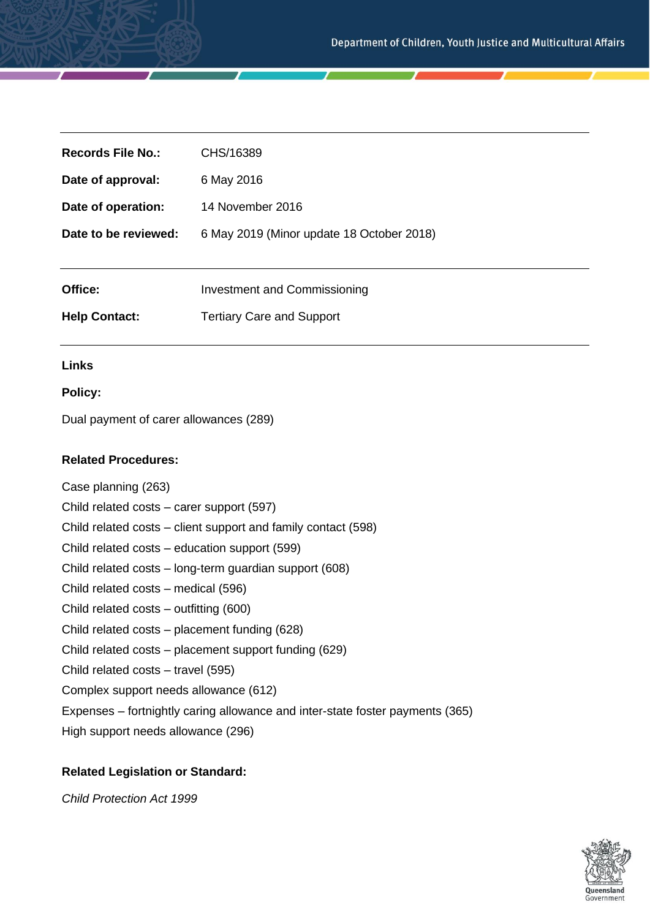| | |
|---|---|
| **Records File No.:** | CHS/16389 |
| **Date of approval:** | 6 May 2016 |
| **Date of operation:** | 14 November 2016 |
| **Date to be reviewed:** | 6 May 2019 (Minor update 18 October 2018) |

| | |
|---|---|
| **Office:** | Investment and Commissioning |
| **Help Contact:** | Tertiary Care and Support |

**Links**

**Policy:**

Dual payment of carer allowances (289)

**Related Procedures:**

Case planning (263)
Child related costs – carer support (597)
Child related costs – client support and family contact (598)
Child related costs – education support (599)
Child related costs – long-term guardian support (608)
Child related costs – medical (596)
Child related costs – outfitting (600)
Child related costs – placement funding (628)
Child related costs – placement support funding (629)
Child related costs – travel (595)
Complex support needs allowance (612)
Expenses – fortnightly caring allowance and inter-state foster payments (365)
High support needs allowance (296)

**Related Legislation or Standard:**

*Child Protection Act 1999*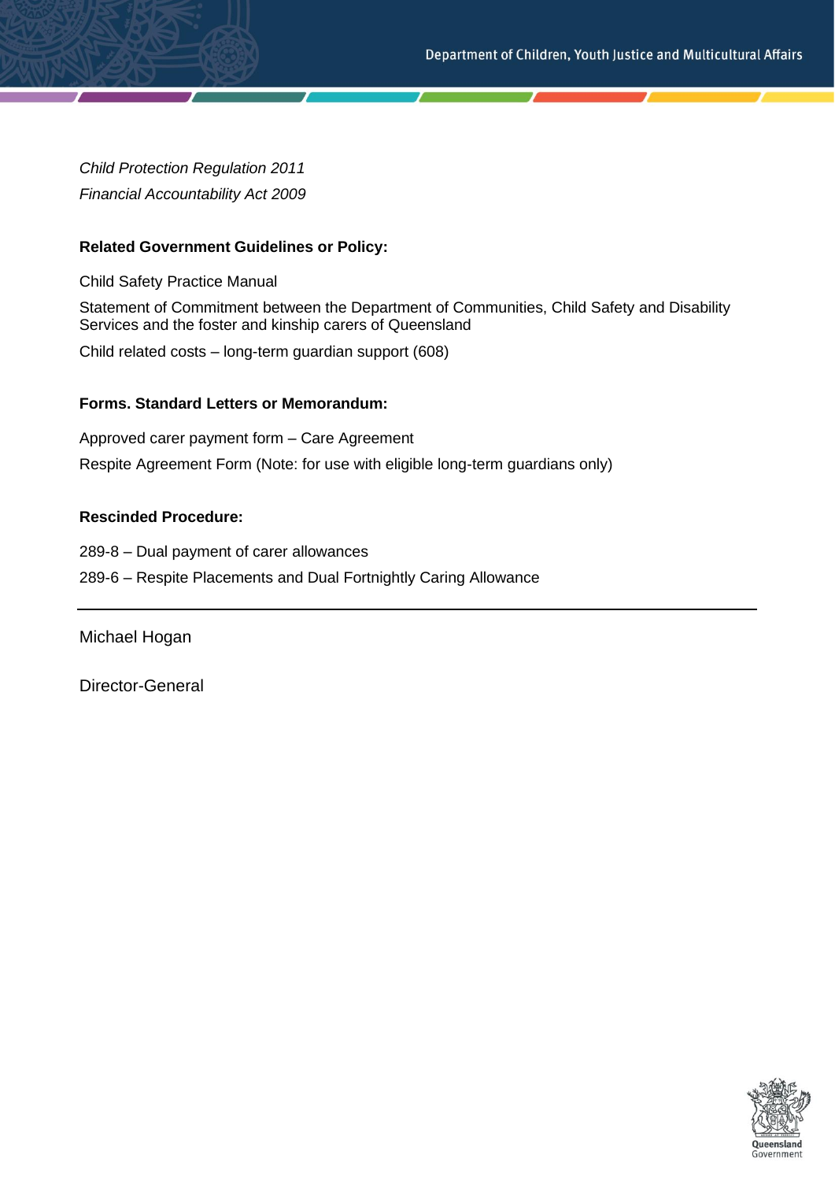*Child Protection Regulation 2011*

*Financial Accountability Act 2009*

**Related Government Guidelines or Policy:**

Child Safety Practice Manual

Statement of Commitment between the Department of Communities, Child Safety and Disability Services and the foster and kinship carers of Queensland

Child related costs – long-term guardian support (608)

**Forms. Standard Letters or Memorandum:**

Approved carer payment form – Care Agreement

Respite Agreement Form (Note: for use with eligible long-term guardians only)

**Rescinded Procedure:**

289-8 – Dual payment of carer allowances

289-6 – Respite Placements and Dual Fortnightly Caring Allowance

---

Michael Hogan

Director-General